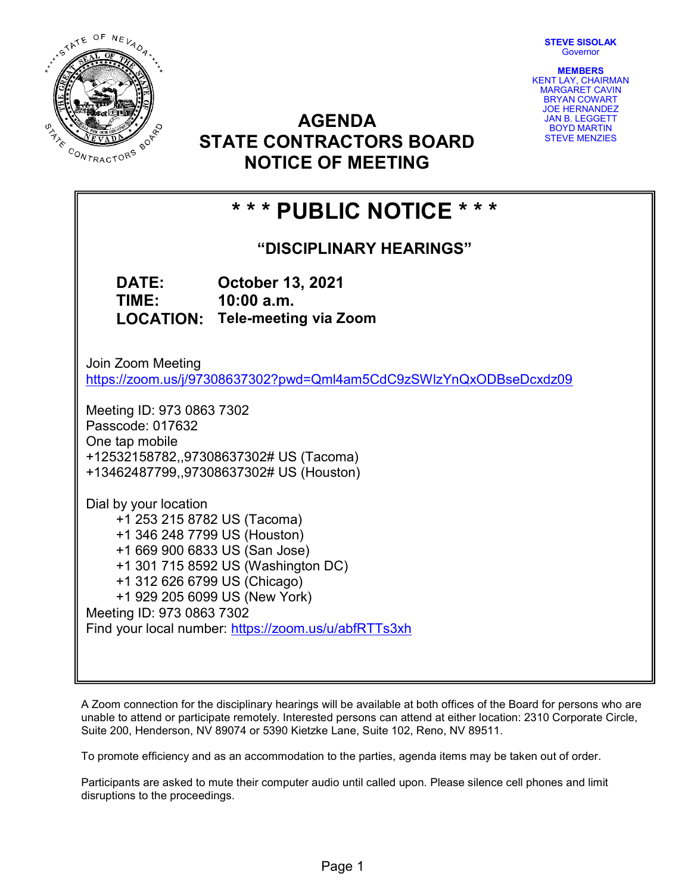**STEVE SISOLAK**
Governor

**MEMBERS**
KENT LAY, CHAIRMAN
MARGARET CAVIN
BRYAN COWART
JOE HERNANDEZ
JAN B. LEGGETT
BOYD MARTIN
STEVE MENZIES

# AGENDA
# STATE CONTRACTORS BOARD
# NOTICE OF MEETING

## * * * PUBLIC NOTICE * * *

### "DISCIPLINARY HEARINGS"

**DATE:** October 13, 2021
**TIME:** 10:00 a.m.
**LOCATION:** Tele-meeting via Zoom

Join Zoom Meeting
https://zoom.us/j/97308637302?pwd=Qml4am5CdC9zSWIzYnQxODBseDcxdz09

Meeting ID: 973 0863 7302
Passcode: 017632
One tap mobile
+12532158782,,97308637302# US (Tacoma)
+13462487799,,97308637302# US (Houston)

Dial by your location
+1 253 215 8782 US (Tacoma)
+1 346 248 7799 US (Houston)
+1 669 900 6833 US (San Jose)
+1 301 715 8592 US (Washington DC)
+1 312 626 6799 US (Chicago)
+1 929 205 6099 US (New York)
Meeting ID: 973 0863 7302
Find your local number: https://zoom.us/u/abfRTTs3xh

A Zoom connection for the disciplinary hearings will be available at both offices of the Board for persons who are unable to attend or participate remotely. Interested persons can attend at either location: 2310 Corporate Circle, Suite 200, Henderson, NV 89074 or 5390 Kietzke Lane, Suite 102, Reno, NV 89511.

To promote efficiency and as an accommodation to the parties, agenda items may be taken out of order.

Participants are asked to mute their computer audio until called upon. Please silence cell phones and limit disruptions to the proceedings.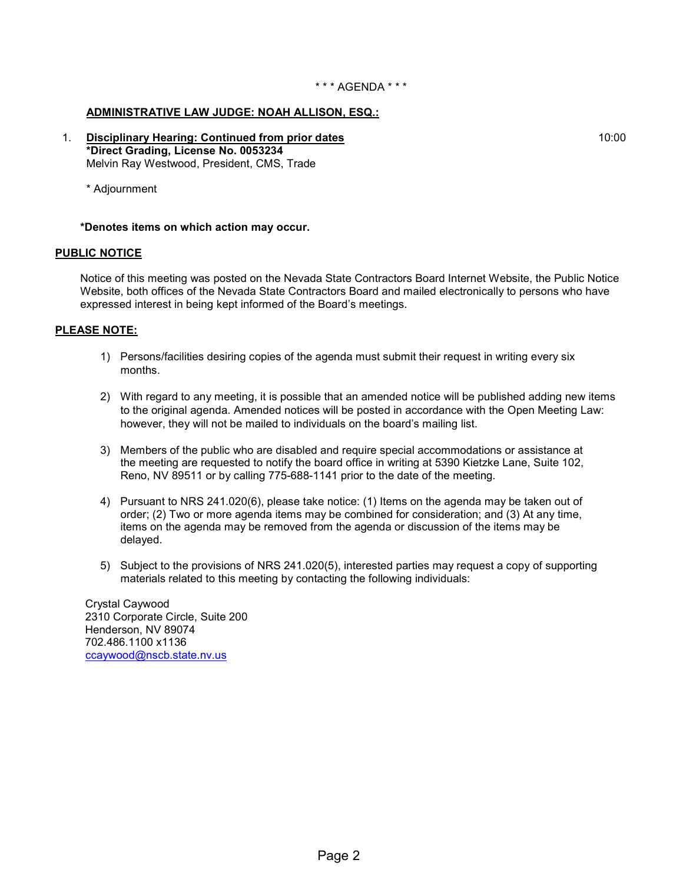\* \* \* AGENDA \* \* \*

**ADMINISTRATIVE LAW JUDGE: NOAH ALLISON, ESQ.:**

1. **Disciplinary Hearing: Continued from prior dates** 10:00
   **\*Direct Grading, License No. 0053234**
   Melvin Ray Westwood, President, CMS, Trade

   \* Adjournment

**\*Denotes items on which action may occur.**

**PUBLIC NOTICE**

Notice of this meeting was posted on the Nevada State Contractors Board Internet Website, the Public Notice Website, both offices of the Nevada State Contractors Board and mailed electronically to persons who have expressed interest in being kept informed of the Board's meetings.

**PLEASE NOTE:**

1) Persons/facilities desiring copies of the agenda must submit their request in writing every six months.

2) With regard to any meeting, it is possible that an amended notice will be published adding new items to the original agenda. Amended notices will be posted in accordance with the Open Meeting Law: however, they will not be mailed to individuals on the board's mailing list.

3) Members of the public who are disabled and require special accommodations or assistance at the meeting are requested to notify the board office in writing at 5390 Kietzke Lane, Suite 102, Reno, NV 89511 or by calling 775-688-1141 prior to the date of the meeting.

4) Pursuant to NRS 241.020(6), please take notice: (1) Items on the agenda may be taken out of order; (2) Two or more agenda items may be combined for consideration; and (3) At any time, items on the agenda may be removed from the agenda or discussion of the items may be delayed.

5) Subject to the provisions of NRS 241.020(5), interested parties may request a copy of supporting materials related to this meeting by contacting the following individuals:

Crystal Caywood
2310 Corporate Circle, Suite 200
Henderson, NV 89074
702.486.1100 x1136
ccaywood@nscb.state.nv.us